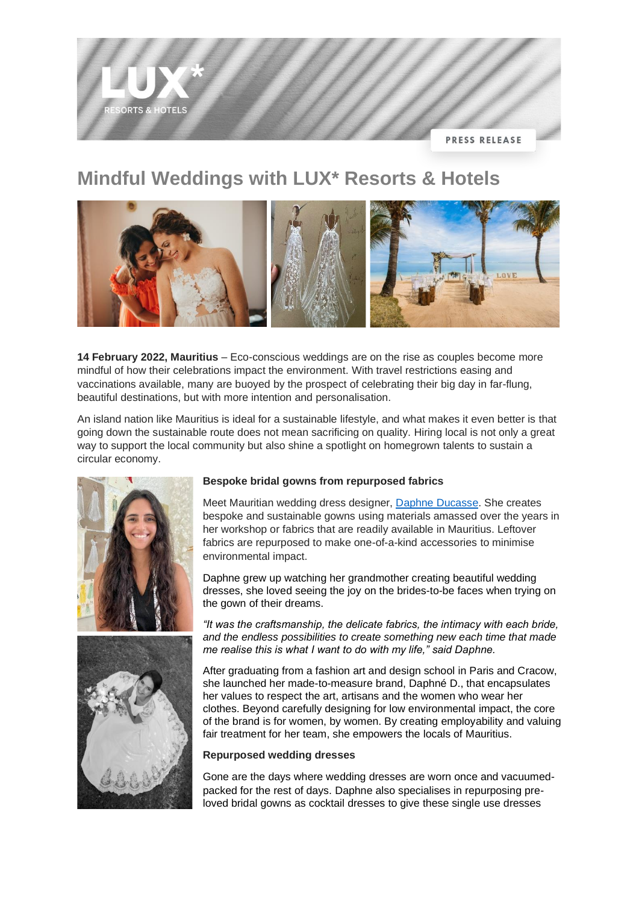PRESS RELEASE

# Mindful Weddings with LUX* Resorts & Hotels

**14 February 2022, Mauritius** – Eco-conscious weddings are on the rise as couples become more mindful of how their celebrations impact the environment. With travel restrictions easing and vaccinations available, many are buoyed by the prospect of celebrating their big day in far-flung, beautiful destinations, but with more intention and personalisation.

An island nation like Mauritius is ideal for a sustainable lifestyle, and what makes it even better is that going down the sustainable route does not mean sacrificing on quality. Hiring local is not only a great way to support the local community but also shine a spotlight on homegrown talents to sustain a circular economy.

**Bespoke bridal gowns from repurposed fabrics**

Meet Mauritian wedding dress designer, [Daphne Ducasse](). She creates bespoke and sustainable gowns using materials amassed over the years in her workshop or fabrics that are readily available in Mauritius. Leftover fabrics are repurposed to make one-of-a-kind accessories to minimise environmental impact.

Daphne grew up watching her grandmother creating beautiful wedding dresses, she loved seeing the joy on the brides-to-be faces when trying on the gown of their dreams.

*"It was the craftsmanship, the delicate fabrics, the intimacy with each bride, and the endless possibilities to create something new each time that made me realise this is what I want to do with my life," said Daphne.*

After graduating from a fashion art and design school in Paris and Cracow, she launched her made-to-measure brand, Daphné D., that encapsulates her values to respect the art, artisans and the women who wear her clothes. Beyond carefully designing for low environmental impact, the core of the brand is for women, by women. By creating employability and valuing fair treatment for her team, she empowers the locals of Mauritius.

**Repurposed wedding dresses**

Gone are the days where wedding dresses are worn once and vacuumed-packed for the rest of days. Daphne also specialises in repurposing pre-loved bridal gowns as cocktail dresses to give these single use dresses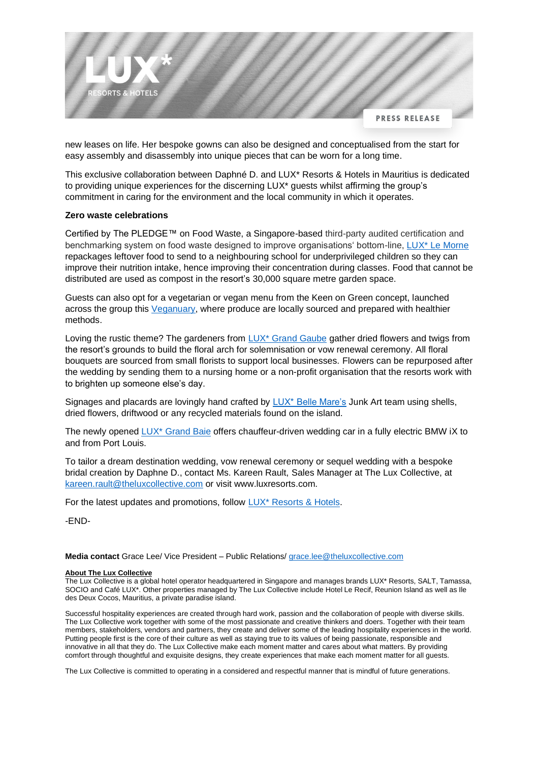new leases on life. Her bespoke gowns can also be designed and conceptualised from the start for easy assembly and disassembly into unique pieces that can be worn for a long time.

This exclusive collaboration between Daphné D. and LUX* Resorts & Hotels in Mauritius is dedicated to providing unique experiences for the discerning LUX* guests whilst affirming the group's commitment in caring for the environment and the local community in which it operates.

**Zero waste celebrations**

Certified by The PLEDGE™ on Food Waste, a Singapore-based third-party audited certification and benchmarking system on food waste designed to improve organisations' bottom-line, LUX* Le Morne repackages leftover food to send to a neighbouring school for underprivileged children so they can improve their nutrition intake, hence improving their concentration during classes. Food that cannot be distributed are used as compost in the resort's 30,000 square metre garden space.

Guests can also opt for a vegetarian or vegan menu from the Keen on Green concept, launched across the group this Veganuary, where produce are locally sourced and prepared with healthier methods.

Loving the rustic theme? The gardeners from LUX* Grand Gaube gather dried flowers and twigs from the resort's grounds to build the floral arch for solemnisation or vow renewal ceremony. All floral bouquets are sourced from small florists to support local businesses. Flowers can be repurposed after the wedding by sending them to a nursing home or a non-profit organisation that the resorts work with to brighten up someone else's day.

Signages and placards are lovingly hand crafted by LUX* Belle Mare's Junk Art team using shells, dried flowers, driftwood or any recycled materials found on the island.

The newly opened LUX* Grand Baie offers chauffeur-driven wedding car in a fully electric BMW iX to and from Port Louis.

To tailor a dream destination wedding, vow renewal ceremony or sequel wedding with a bespoke bridal creation by Daphne D., contact Ms. Kareen Rault, Sales Manager at The Lux Collective, at kareen.rault@theluxcollective.com or visit www.luxresorts.com.

For the latest updates and promotions, follow LUX* Resorts & Hotels.

-END-

**Media contact** Grace Lee/ Vice President – Public Relations/ grace.lee@theluxcollective.com

**About The Lux Collective**

The Lux Collective is a global hotel operator headquartered in Singapore and manages brands LUX* Resorts, SALT, Tamassa, SOCIO and Café LUX*. Other properties managed by The Lux Collective include Hotel Le Recif, Reunion Island as well as Ile des Deux Cocos, Mauritius, a private paradise island.

Successful hospitality experiences are created through hard work, passion and the collaboration of people with diverse skills. The Lux Collective work together with some of the most passionate and creative thinkers and doers. Together with their team members, stakeholders, vendors and partners, they create and deliver some of the leading hospitality experiences in the world. Putting people first is the core of their culture as well as staying true to its values of being passionate, responsible and innovative in all that they do. The Lux Collective make each moment matter and cares about what matters. By providing comfort through thoughtful and exquisite designs, they create experiences that make each moment matter for all guests.

The Lux Collective is committed to operating in a considered and respectful manner that is mindful of future generations.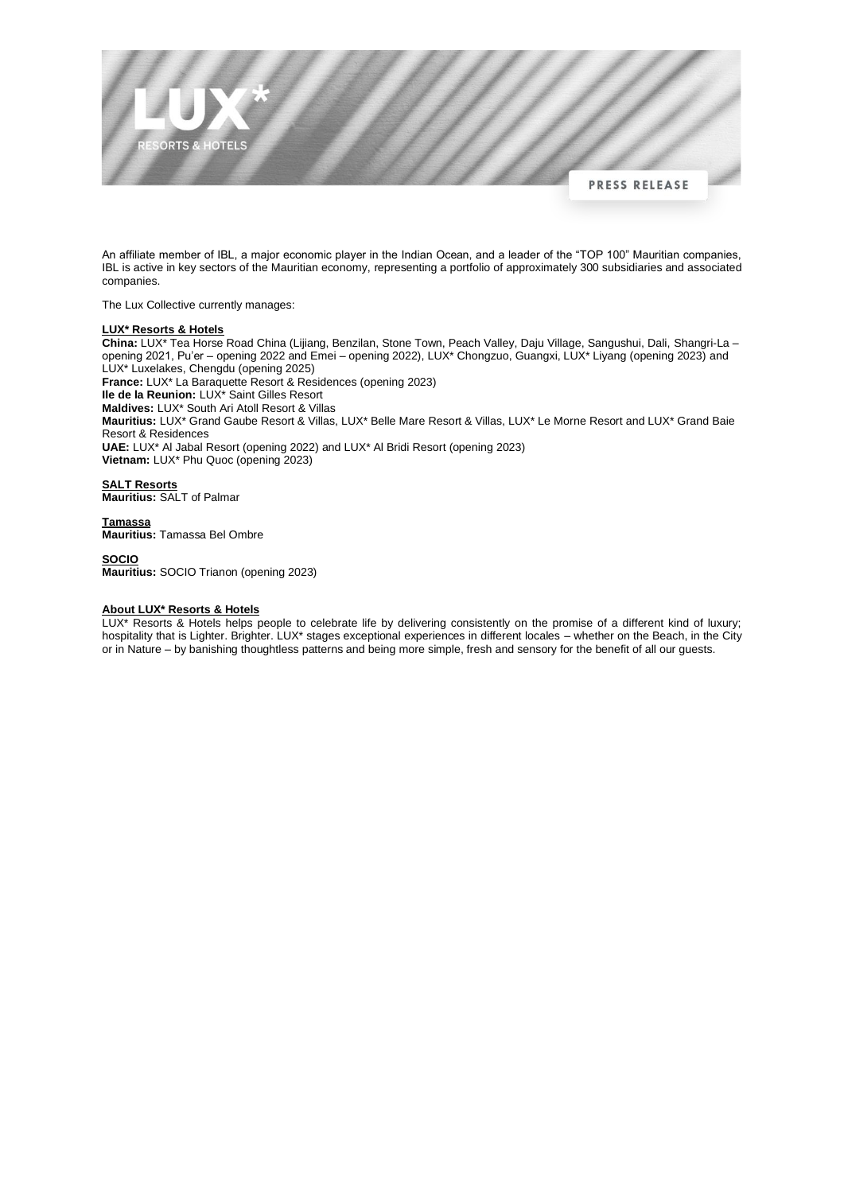An affiliate member of IBL, a major economic player in the Indian Ocean, and a leader of the "TOP 100" Mauritian companies, IBL is active in key sectors of the Mauritian economy, representing a portfolio of approximately 300 subsidiaries and associated companies.

The Lux Collective currently manages:

**LUX* Resorts & Hotels**
**China:** LUX* Tea Horse Road China (Lijiang, Benzilan, Stone Town, Peach Valley, Daju Village, Sangushui, Dali, Shangri-La – opening 2021, Pu'er – opening 2022 and Emei – opening 2022), LUX* Chongzuo, Guangxi, LUX* Liyang (opening 2023) and LUX* Luxelakes, Chengdu (opening 2025)
**France:** LUX* La Baraquette Resort & Residences (opening 2023)
**Ile de la Reunion:** LUX* Saint Gilles Resort
**Maldives:** LUX* South Ari Atoll Resort & Villas
**Mauritius:** LUX* Grand Gaube Resort & Villas, LUX* Belle Mare Resort & Villas, LUX* Le Morne Resort and LUX* Grand Baie Resort & Residences
**UAE:** LUX* Al Jabal Resort (opening 2022) and LUX* Al Bridi Resort (opening 2023)
**Vietnam:** LUX* Phu Quoc (opening 2023)

**SALT Resorts**
**Mauritius:** SALT of Palmar

**Tamassa**
**Mauritius:** Tamassa Bel Ombre

**SOCIO**
**Mauritius:** SOCIO Trianon (opening 2023)

**About LUX* Resorts & Hotels**
LUX* Resorts & Hotels helps people to celebrate life by delivering consistently on the promise of a different kind of luxury; hospitality that is Lighter. Brighter. LUX* stages exceptional experiences in different locales – whether on the Beach, in the City or in Nature – by banishing thoughtless patterns and being more simple, fresh and sensory for the benefit of all our guests.